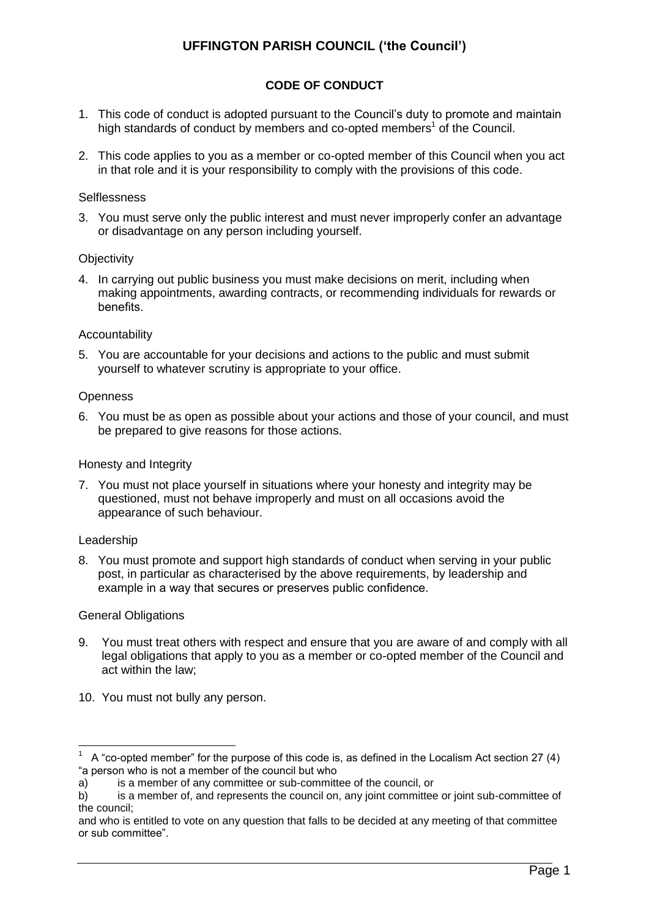# UFFINGTON PARISH COUNCIL ('the Council')

## CODE OF CONDUCT

1. This code of conduct is adopted pursuant to the Council's duty to promote and maintain high standards of conduct by members and co-opted members[1] of the Council.

2. This code applies to you as a member or co-opted member of this Council when you act in that role and it is your responsibility to comply with the provisions of this code.

### Selflessness

3. You must serve only the public interest and must never improperly confer an advantage or disadvantage on any person including yourself.

### Objectivity

4. In carrying out public business you must make decisions on merit, including when making appointments, awarding contracts, or recommending individuals for rewards or benefits.

### Accountability

5. You are accountable for your decisions and actions to the public and must submit yourself to whatever scrutiny is appropriate to your office.

### Openness

6. You must be as open as possible about your actions and those of your council, and must be prepared to give reasons for those actions.

### Honesty and Integrity

7. You must not place yourself in situations where your honesty and integrity may be questioned, must not behave improperly and must on all occasions avoid the appearance of such behaviour.

### Leadership

8. You must promote and support high standards of conduct when serving in your public post, in particular as characterised by the above requirements, by leadership and example in a way that secures or preserves public confidence.

### General Obligations

9. You must treat others with respect and ensure that you are aware of and comply with all legal obligations that apply to you as a member or co-opted member of the Council and act within the law;

10. You must not bully any person.

---

[1] A "co-opted member" for the purpose of this code is, as defined in the Localism Act section 27 (4) "a person who is not a member of the council but who

a) is a member of any committee or sub-committee of the council, or

b) is a member of, and represents the council on, any joint committee or joint sub-committee of the council;

and who is entitled to vote on any question that falls to be decided at any meeting of that committee or sub committee".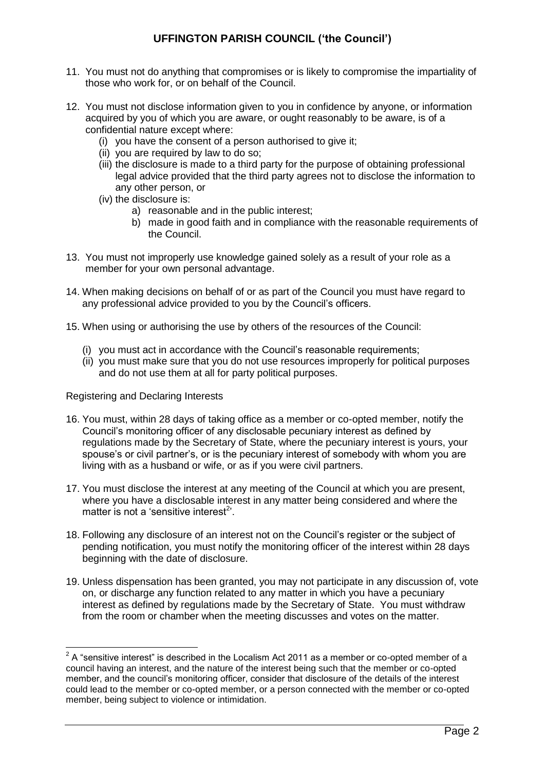11. You must not do anything that compromises or is likely to compromise the impartiality of those who work for, or on behalf of the Council.

12. You must not disclose information given to you in confidence by anyone, or information acquired by you of which you are aware, or ought reasonably to be aware, is of a confidential nature except where:
    (i) you have the consent of a person authorised to give it;
    (ii) you are required by law to do so;
    (iii) the disclosure is made to a third party for the purpose of obtaining professional legal advice provided that the third party agrees not to disclose the information to any other person, or
    (iv) the disclosure is:
        a) reasonable and in the public interest;
        b) made in good faith and in compliance with the reasonable requirements of the Council.

13. You must not improperly use knowledge gained solely as a result of your role as a member for your own personal advantage.

14. When making decisions on behalf of or as part of the Council you must have regard to any professional advice provided to you by the Council's officers.

15. When using or authorising the use by others of the resources of the Council:

    (i) you must act in accordance with the Council's reasonable requirements;
    (ii) you must make sure that you do not use resources improperly for political purposes and do not use them at all for party political purposes.

Registering and Declaring Interests

16. You must, within 28 days of taking office as a member or co-opted member, notify the Council's monitoring officer of any disclosable pecuniary interest as defined by regulations made by the Secretary of State, where the pecuniary interest is yours, your spouse's or civil partner's, or is the pecuniary interest of somebody with whom you are living with as a husband or wife, or as if you were civil partners.

17. You must disclose the interest at any meeting of the Council at which you are present, where you have a disclosable interest in any matter being considered and where the matter is not a 'sensitive interest[2]'.

18. Following any disclosure of an interest not on the Council's register or the subject of pending notification, you must notify the monitoring officer of the interest within 28 days beginning with the date of disclosure.

19. Unless dispensation has been granted, you may not participate in any discussion of, vote on, or discharge any function related to any matter in which you have a pecuniary interest as defined by regulations made by the Secretary of State. You must withdraw from the room or chamber when the meeting discusses and votes on the matter.

---

[2] A "sensitive interest" is described in the Localism Act 2011 as a member or co-opted member of a council having an interest, and the nature of the interest being such that the member or co-opted member, and the council's monitoring officer, consider that disclosure of the details of the interest could lead to the member or co-opted member, or a person connected with the member or co-opted member, being subject to violence or intimidation.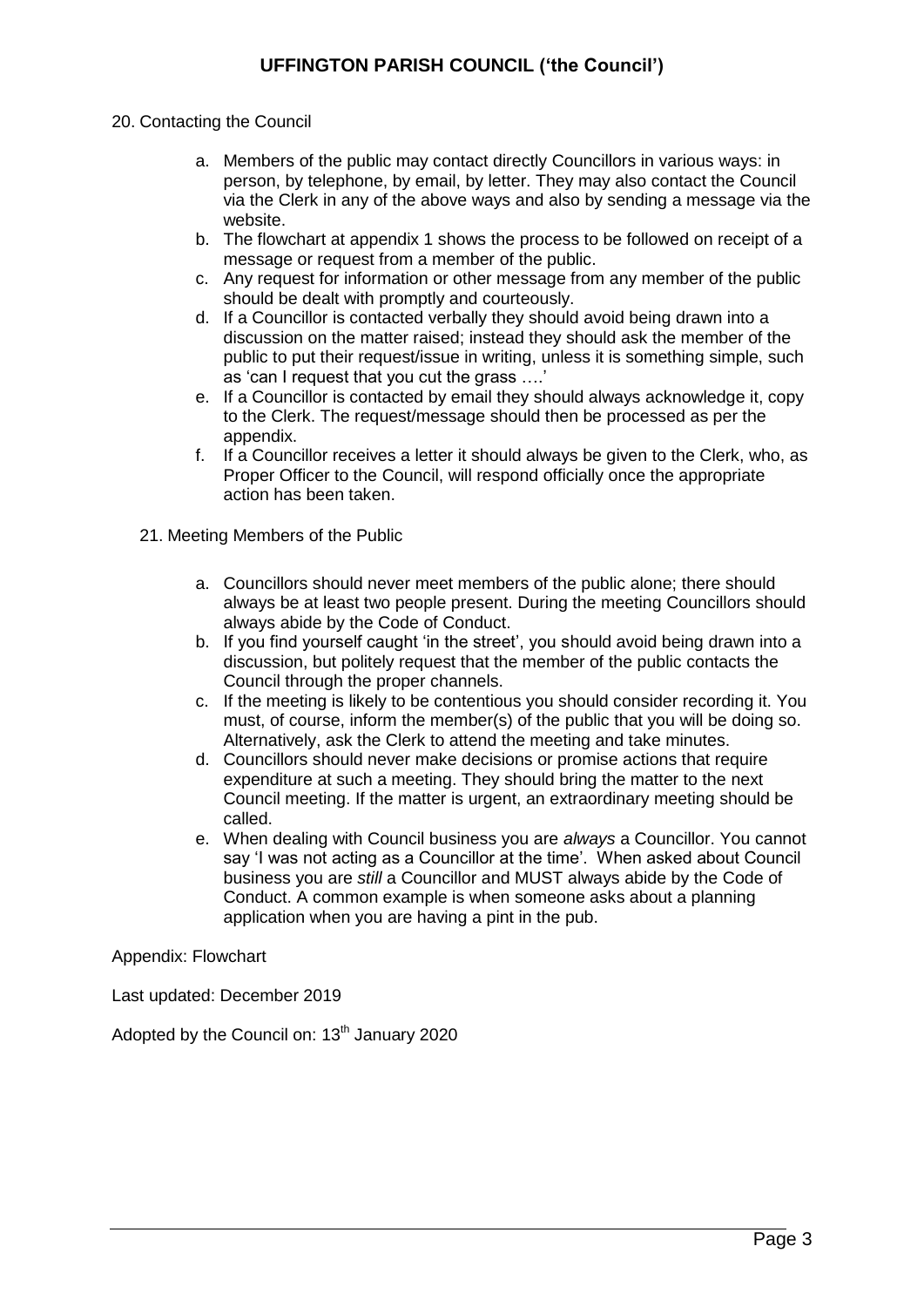20. Contacting the Council

    a. Members of the public may contact directly Councillors in various ways: in person, by telephone, by email, by letter. They may also contact the Council via the Clerk in any of the above ways and also by sending a message via the website.
    b. The flowchart at appendix 1 shows the process to be followed on receipt of a message or request from a member of the public.
    c. Any request for information or other message from any member of the public should be dealt with promptly and courteously.
    d. If a Councillor is contacted verbally they should avoid being drawn into a discussion on the matter raised; instead they should ask the member of the public to put their request/issue in writing, unless it is something simple, such as 'can I request that you cut the grass ….'
    e. If a Councillor is contacted by email they should always acknowledge it, copy to the Clerk. The request/message should then be processed as per the appendix.
    f. If a Councillor receives a letter it should always be given to the Clerk, who, as Proper Officer to the Council, will respond officially once the appropriate action has been taken.

21. Meeting Members of the Public

    a. Councillors should never meet members of the public alone; there should always be at least two people present. During the meeting Councillors should always abide by the Code of Conduct.
    b. If you find yourself caught 'in the street', you should avoid being drawn into a discussion, but politely request that the member of the public contacts the Council through the proper channels.
    c. If the meeting is likely to be contentious you should consider recording it. You must, of course, inform the member(s) of the public that you will be doing so. Alternatively, ask the Clerk to attend the meeting and take minutes.
    d. Councillors should never make decisions or promise actions that require expenditure at such a meeting. They should bring the matter to the next Council meeting. If the matter is urgent, an extraordinary meeting should be called.
    e. When dealing with Council business you are *always* a Councillor. You cannot say 'I was not acting as a Councillor at the time'. When asked about Council business you are *still* a Councillor and MUST always abide by the Code of Conduct. A common example is when someone asks about a planning application when you are having a pint in the pub.

Appendix: Flowchart

Last updated: December 2019

Adopted by the Council on: 13th January 2020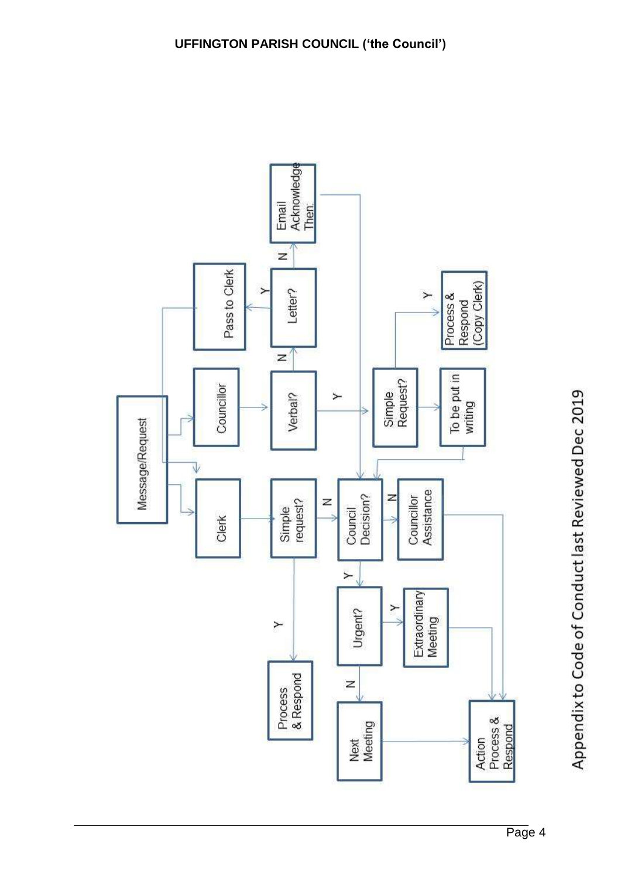Message/Request

Clerk

Councillor

Simple request?

Y

Process & Respond

N

Council Decision?

Y

Urgent?

Y

Extraordinary Meeting

N

Next Meeting

N

Councillor Assistance

Action Process & Respond

Verbal?

Y

Simple Request?

Y

Process & Respond (Copy Clerk)

To be put in writing

N

Letter?

Y

Pass to Clerk

N

Email Acknowledge Then:

Appendix to Code of Conduct last Reviewed Dec 2019